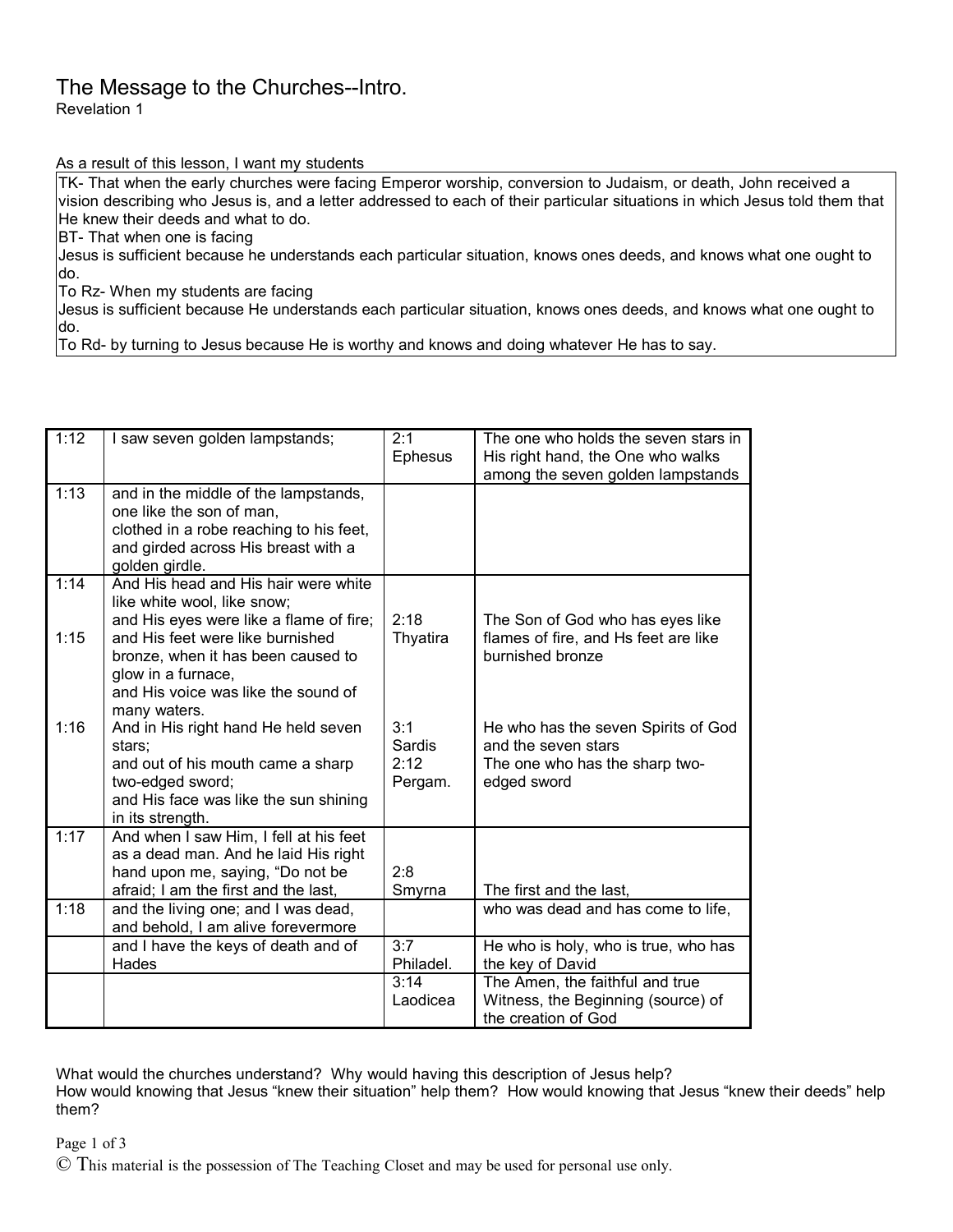# The Message to the Churches--Intro.

Revelation 1

As a result of this lesson, I want my students

TK- That when the early churches were facing Emperor worship, conversion to Judaism, or death, John received a vision describing who Jesus is, and a letter addressed to each of their particular situations in which Jesus told them that He knew their deeds and what to do.

BT- That when one is facing

Jesus is sufficient because he understands each particular situation, knows ones deeds, and knows what one ought to do.

To Rz- When my students are facing

Jesus is sufficient because He understands each particular situation, knows ones deeds, and knows what one ought to do.

To Rd- by turning to Jesus because He is worthy and knows and doing whatever He has to say.

| | | | |
|---|---|---|---|
| 1:12 | I saw seven golden lampstands; | 2:1 Ephesus | The one who holds the seven stars in His right hand, the One who walks among the seven golden lampstands |
| 1:13 | and in the middle of the lampstands, one like the son of man, clothed in a robe reaching to his feet, and girded across His breast with a golden girdle. | | |
| 1:14<br><br>1:15 | And His head and His hair were white like white wool, like snow; and His eyes were like a flame of fire; and His feet were like burnished bronze, when it has been caused to glow in a furnace, and His voice was like the sound of many waters. | 2:18 Thyatira | The Son of God who has eyes like flames of fire, and Hs feet are like burnished bronze |
| 1:16 | And in His right hand He held seven stars; and out of his mouth came a sharp two-edged sword; and His face was like the sun shining in its strength. | 3:1 Sardis<br>2:12 Pergam. | He who has the seven Spirits of God and the seven stars<br>The one who has the sharp two-edged sword |
| 1:17 | And when I saw Him, I fell at his feet as a dead man. And he laid His right hand upon me, saying, "Do not be afraid; I am the first and the last, | 2:8 Smyrna | The first and the last, |
| 1:18 | and the living one; and I was dead, and behold, I am alive forevermore | | who was dead and has come to life, |
| | and I have the keys of death and of Hades | 3:7 Philadel. | He who is holy, who is true, who has the key of David |
| | | 3:14 Laodicea | The Amen, the faithful and true Witness, the Beginning (source) of the creation of God |

What would the churches understand? Why would having this description of Jesus help?
How would knowing that Jesus "knew their situation" help them? How would knowing that Jesus "knew their deeds" help them?

© This material is the possession of The Teaching Closet and may be used for personal use only.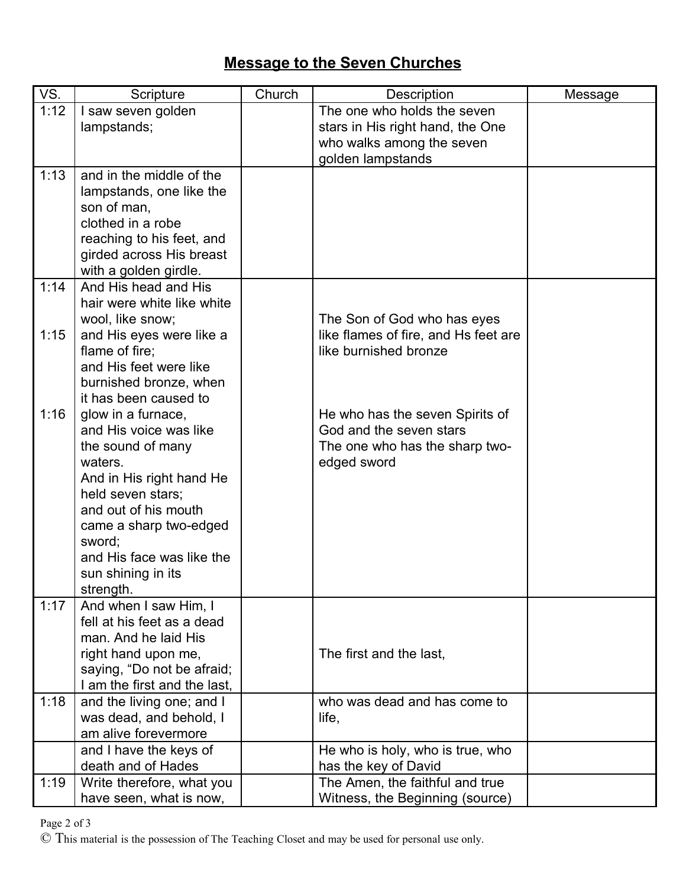# Message to the Seven Churches

| VS. | Scripture | Church | Description | Message |
|---|---|---|---|---|
| 1:12 | I saw seven golden lampstands; | | The one who holds the seven stars in His right hand, the One who walks among the seven golden lampstands | |
| 1:13 | and in the middle of the lampstands, one like the son of man, clothed in a robe reaching to his feet, and girded across His breast with a golden girdle. | | | |
| 1:14<br><br>1:15<br><br><br><br>1:16 | And His head and His hair were white like white wool, like snow; and His eyes were like a flame of fire; and His feet were like burnished bronze, when it has been caused to glow in a furnace, and His voice was like the sound of many waters. And in His right hand He held seven stars; and out of his mouth came a sharp two-edged sword; and His face was like the sun shining in its strength. | | The Son of God who has eyes like flames of fire, and Hs feet are like burnished bronze<br><br>He who has the seven Spirits of God and the seven stars<br>The one who has the sharp two-edged sword | |
| 1:17 | And when I saw Him, I fell at his feet as a dead man. And he laid His right hand upon me, saying, “Do not be afraid; I am the first and the last, | | The first and the last, | |
| 1:18 | and the living one; and I was dead, and behold, I am alive forevermore | | who was dead and has come to life, | |
| | and I have the keys of death and of Hades | | He who is holy, who is true, who has the key of David | |
| 1:19 | Write therefore, what you have seen, what is now, | | The Amen, the faithful and true Witness, the Beginning (source) | |

© This material is the possession of The Teaching Closet and may be used for personal use only.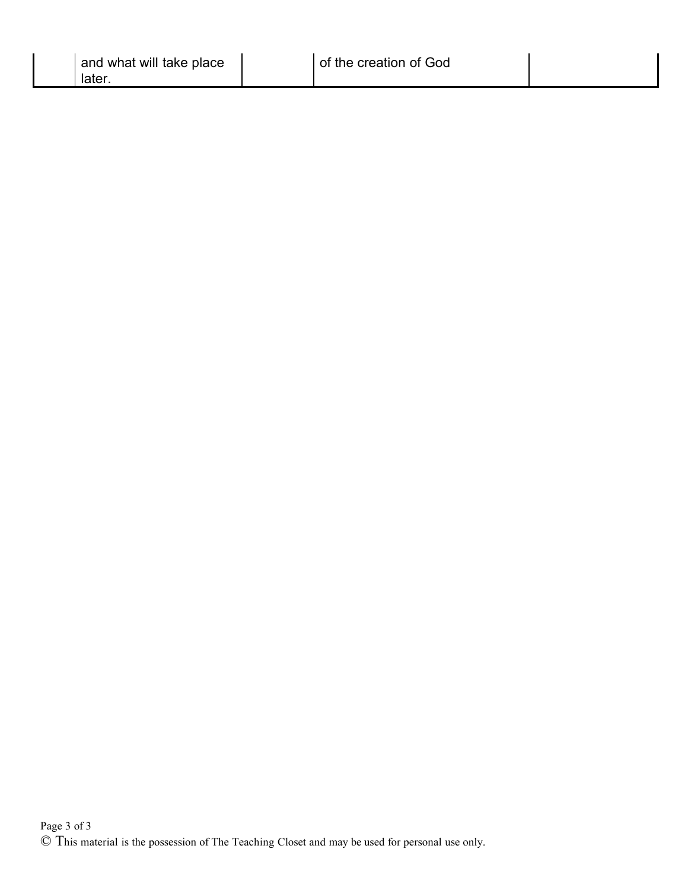| | | | | |
|---|---|---|---|---|
| | and what will take place later. | | of the creation of God | |

© This material is the possession of The Teaching Closet and may be used for personal use only.